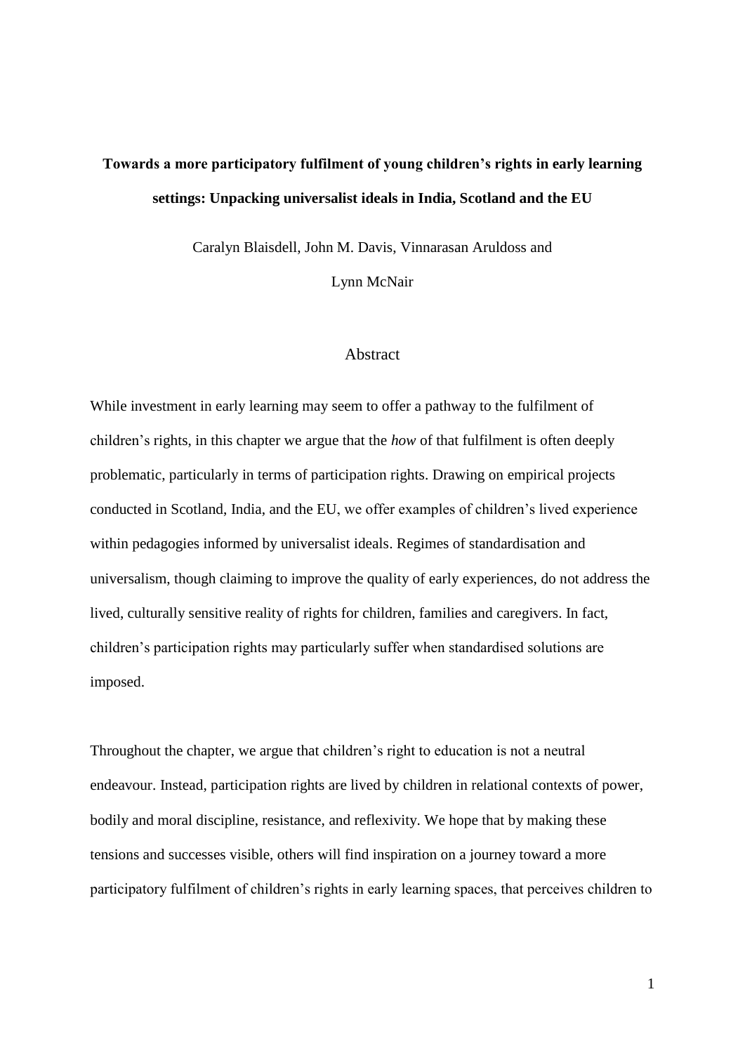# Towards a more participatory fulfilment of young children's rights in early learning settings: Unpacking universalist ideals in India, Scotland and the EU

Caralyn Blaisdell, John M. Davis, Vinnarasan Aruldoss and Lynn McNair

## Abstract

While investment in early learning may seem to offer a pathway to the fulfilment of children's rights, in this chapter we argue that the *how* of that fulfilment is often deeply problematic, particularly in terms of participation rights. Drawing on empirical projects conducted in Scotland, India, and the EU, we offer examples of children's lived experience within pedagogies informed by universalist ideals. Regimes of standardisation and universalism, though claiming to improve the quality of early experiences, do not address the lived, culturally sensitive reality of rights for children, families and caregivers. In fact, children's participation rights may particularly suffer when standardised solutions are imposed.

Throughout the chapter, we argue that children's right to education is not a neutral endeavour. Instead, participation rights are lived by children in relational contexts of power, bodily and moral discipline, resistance, and reflexivity. We hope that by making these tensions and successes visible, others will find inspiration on a journey toward a more participatory fulfilment of children's rights in early learning spaces, that perceives children to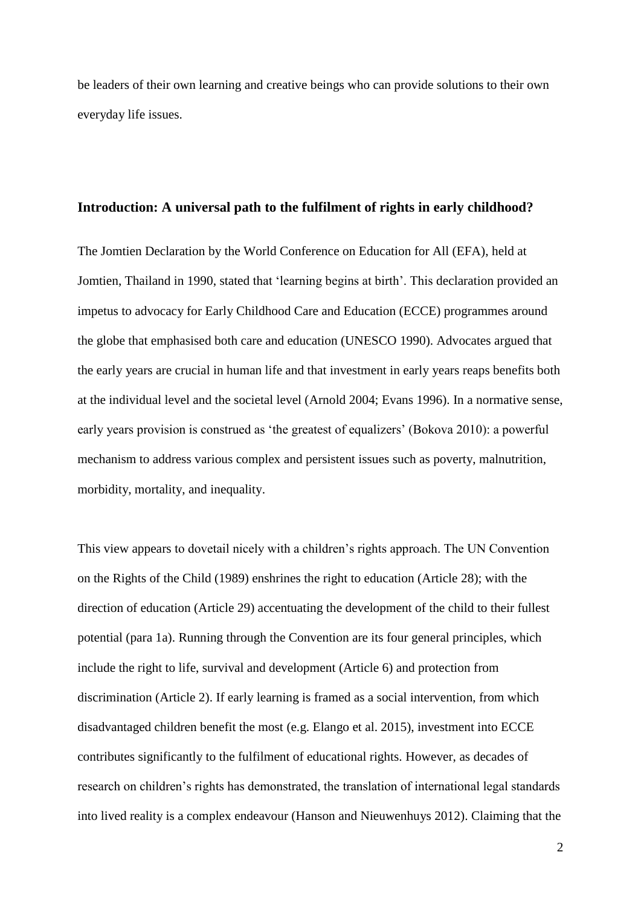be leaders of their own learning and creative beings who can provide solutions to their own everyday life issues.

## Introduction: A universal path to the fulfilment of rights in early childhood?

The Jomtien Declaration by the World Conference on Education for All (EFA), held at Jomtien, Thailand in 1990, stated that 'learning begins at birth'. This declaration provided an impetus to advocacy for Early Childhood Care and Education (ECCE) programmes around the globe that emphasised both care and education (UNESCO 1990). Advocates argued that the early years are crucial in human life and that investment in early years reaps benefits both at the individual level and the societal level (Arnold 2004; Evans 1996). In a normative sense, early years provision is construed as 'the greatest of equalizers' (Bokova 2010): a powerful mechanism to address various complex and persistent issues such as poverty, malnutrition, morbidity, mortality, and inequality.

This view appears to dovetail nicely with a children's rights approach. The UN Convention on the Rights of the Child (1989) enshrines the right to education (Article 28); with the direction of education (Article 29) accentuating the development of the child to their fullest potential (para 1a). Running through the Convention are its four general principles, which include the right to life, survival and development (Article 6) and protection from discrimination (Article 2). If early learning is framed as a social intervention, from which disadvantaged children benefit the most (e.g. Elango et al. 2015), investment into ECCE contributes significantly to the fulfilment of educational rights. However, as decades of research on children's rights has demonstrated, the translation of international legal standards into lived reality is a complex endeavour (Hanson and Nieuwenhuys 2012). Claiming that the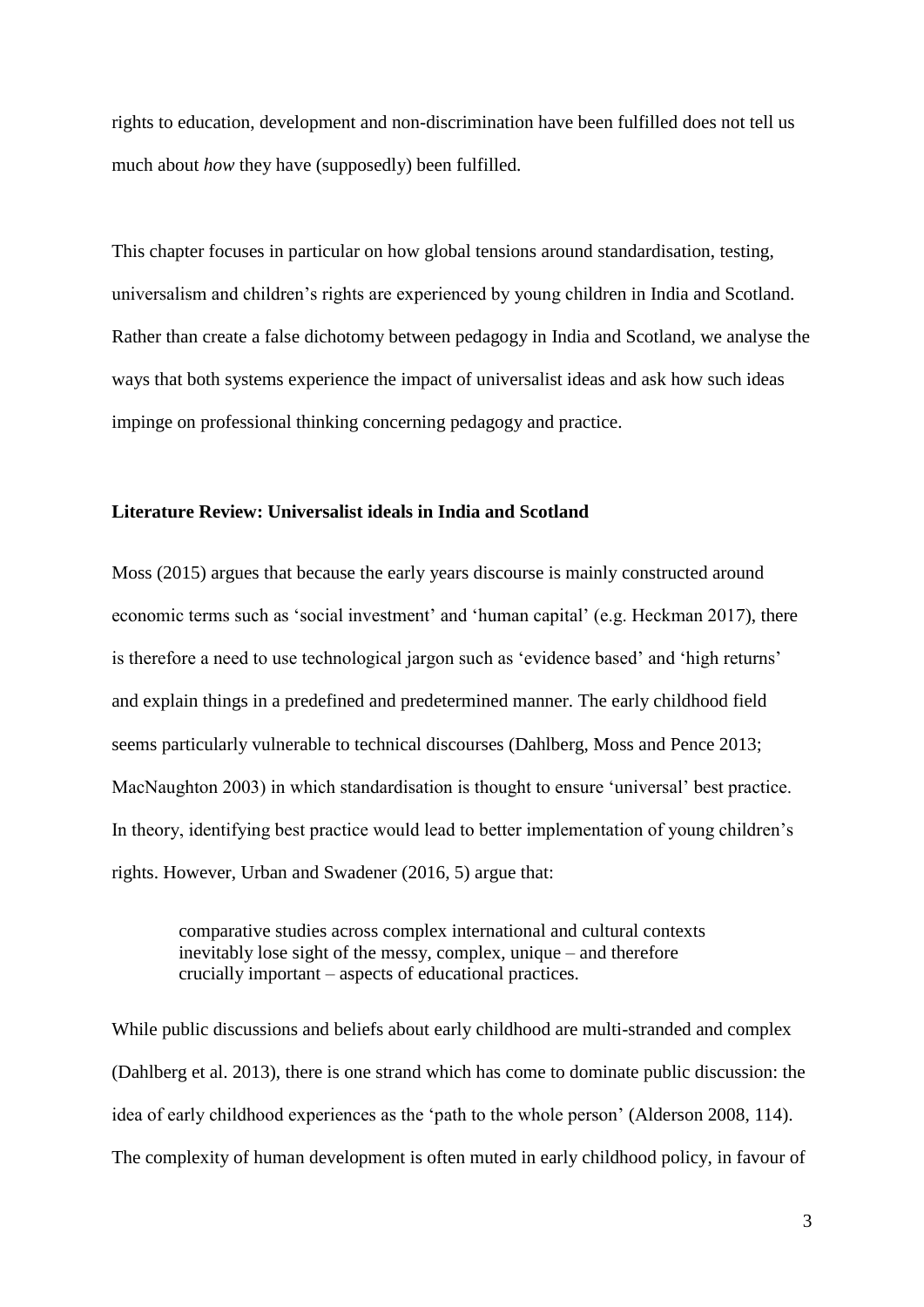rights to education, development and non-discrimination have been fulfilled does not tell us much about *how* they have (supposedly) been fulfilled.

This chapter focuses in particular on how global tensions around standardisation, testing, universalism and children's rights are experienced by young children in India and Scotland. Rather than create a false dichotomy between pedagogy in India and Scotland, we analyse the ways that both systems experience the impact of universalist ideas and ask how such ideas impinge on professional thinking concerning pedagogy and practice.

**Literature Review: Universalist ideals in India and Scotland**

Moss (2015) argues that because the early years discourse is mainly constructed around economic terms such as 'social investment' and 'human capital' (e.g. Heckman 2017), there is therefore a need to use technological jargon such as 'evidence based' and 'high returns' and explain things in a predefined and predetermined manner. The early childhood field seems particularly vulnerable to technical discourses (Dahlberg, Moss and Pence 2013; MacNaughton 2003) in which standardisation is thought to ensure 'universal' best practice. In theory, identifying best practice would lead to better implementation of young children's rights. However, Urban and Swadener (2016, 5) argue that:

> comparative studies across complex international and cultural contexts inevitably lose sight of the messy, complex, unique – and therefore crucially important – aspects of educational practices.

While public discussions and beliefs about early childhood are multi-stranded and complex (Dahlberg et al. 2013), there is one strand which has come to dominate public discussion: the idea of early childhood experiences as the 'path to the whole person' (Alderson 2008, 114). The complexity of human development is often muted in early childhood policy, in favour of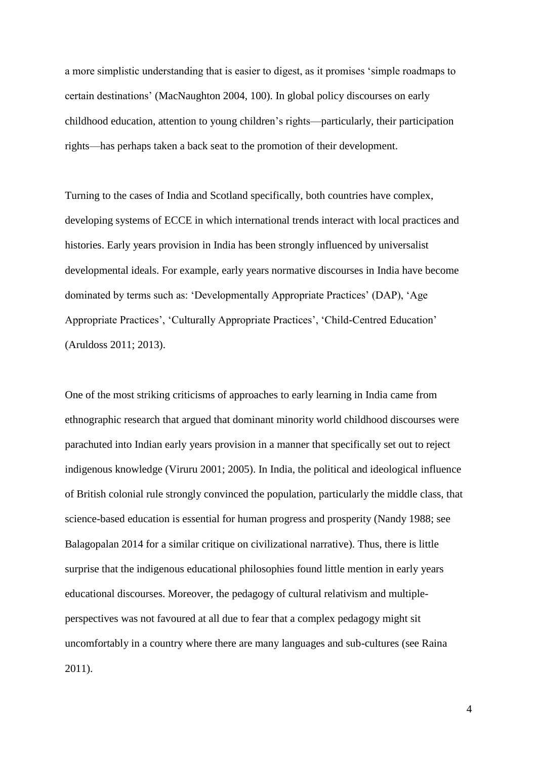a more simplistic understanding that is easier to digest, as it promises 'simple roadmaps to certain destinations' (MacNaughton 2004, 100). In global policy discourses on early childhood education, attention to young children's rights—particularly, their participation rights—has perhaps taken a back seat to the promotion of their development.

Turning to the cases of India and Scotland specifically, both countries have complex, developing systems of ECCE in which international trends interact with local practices and histories. Early years provision in India has been strongly influenced by universalist developmental ideals. For example, early years normative discourses in India have become dominated by terms such as: 'Developmentally Appropriate Practices' (DAP), 'Age Appropriate Practices', 'Culturally Appropriate Practices', 'Child-Centred Education' (Aruldoss 2011; 2013).

One of the most striking criticisms of approaches to early learning in India came from ethnographic research that argued that dominant minority world childhood discourses were parachuted into Indian early years provision in a manner that specifically set out to reject indigenous knowledge (Viruru 2001; 2005). In India, the political and ideological influence of British colonial rule strongly convinced the population, particularly the middle class, that science-based education is essential for human progress and prosperity (Nandy 1988; see Balagopalan 2014 for a similar critique on civilizational narrative). Thus, there is little surprise that the indigenous educational philosophies found little mention in early years educational discourses. Moreover, the pedagogy of cultural relativism and multiple-perspectives was not favoured at all due to fear that a complex pedagogy might sit uncomfortably in a country where there are many languages and sub-cultures (see Raina 2011).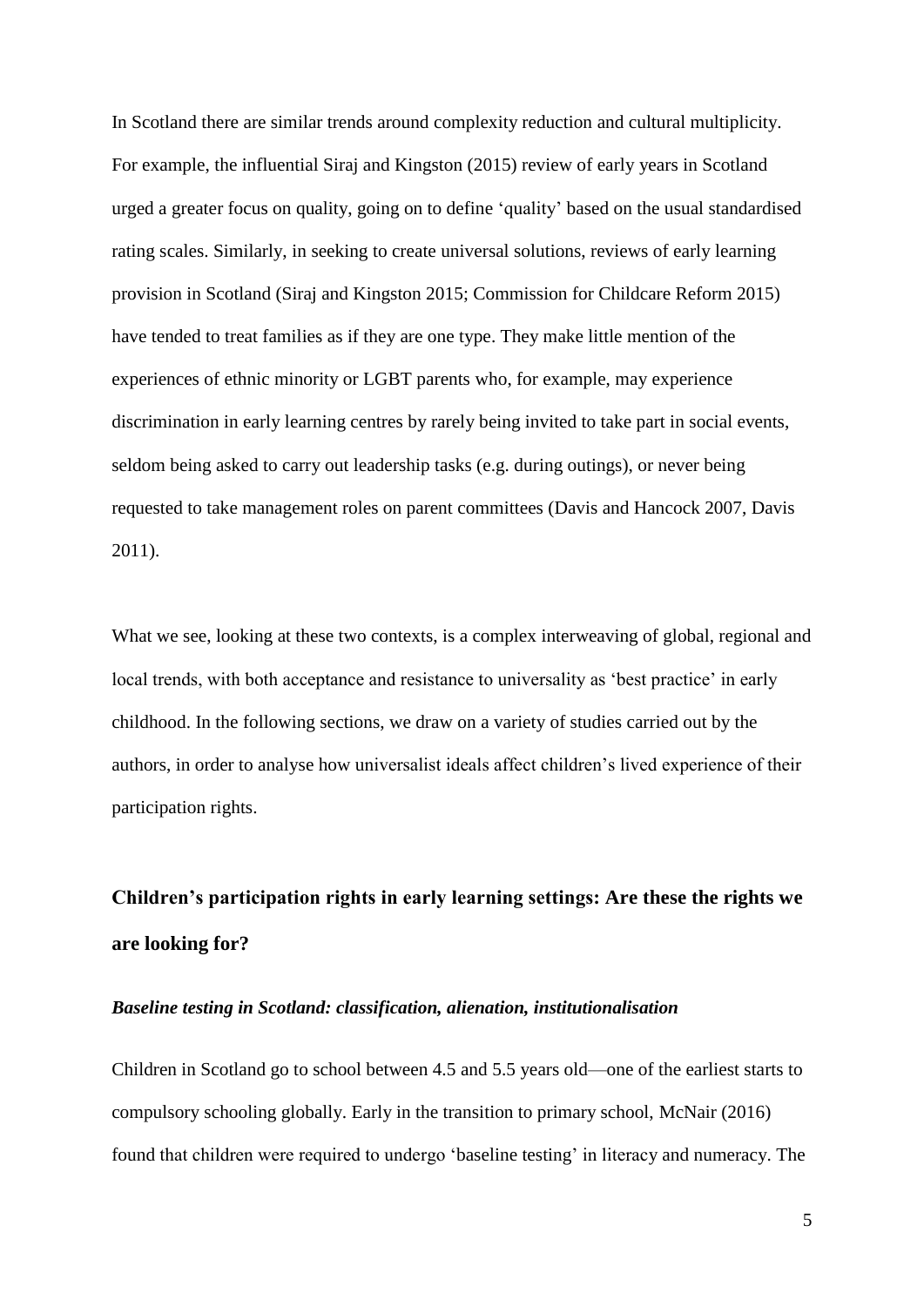In Scotland there are similar trends around complexity reduction and cultural multiplicity. For example, the influential Siraj and Kingston (2015) review of early years in Scotland urged a greater focus on quality, going on to define 'quality' based on the usual standardised rating scales. Similarly, in seeking to create universal solutions, reviews of early learning provision in Scotland (Siraj and Kingston 2015; Commission for Childcare Reform 2015) have tended to treat families as if they are one type. They make little mention of the experiences of ethnic minority or LGBT parents who, for example, may experience discrimination in early learning centres by rarely being invited to take part in social events, seldom being asked to carry out leadership tasks (e.g. during outings), or never being requested to take management roles on parent committees (Davis and Hancock 2007, Davis 2011).

What we see, looking at these two contexts, is a complex interweaving of global, regional and local trends, with both acceptance and resistance to universality as 'best practice' in early childhood. In the following sections, we draw on a variety of studies carried out by the authors, in order to analyse how universalist ideals affect children's lived experience of their participation rights.

## Children's participation rights in early learning settings: Are these the rights we are looking for?

### *Baseline testing in Scotland: classification, alienation, institutionalisation*

Children in Scotland go to school between 4.5 and 5.5 years old—one of the earliest starts to compulsory schooling globally. Early in the transition to primary school, McNair (2016) found that children were required to undergo 'baseline testing' in literacy and numeracy. The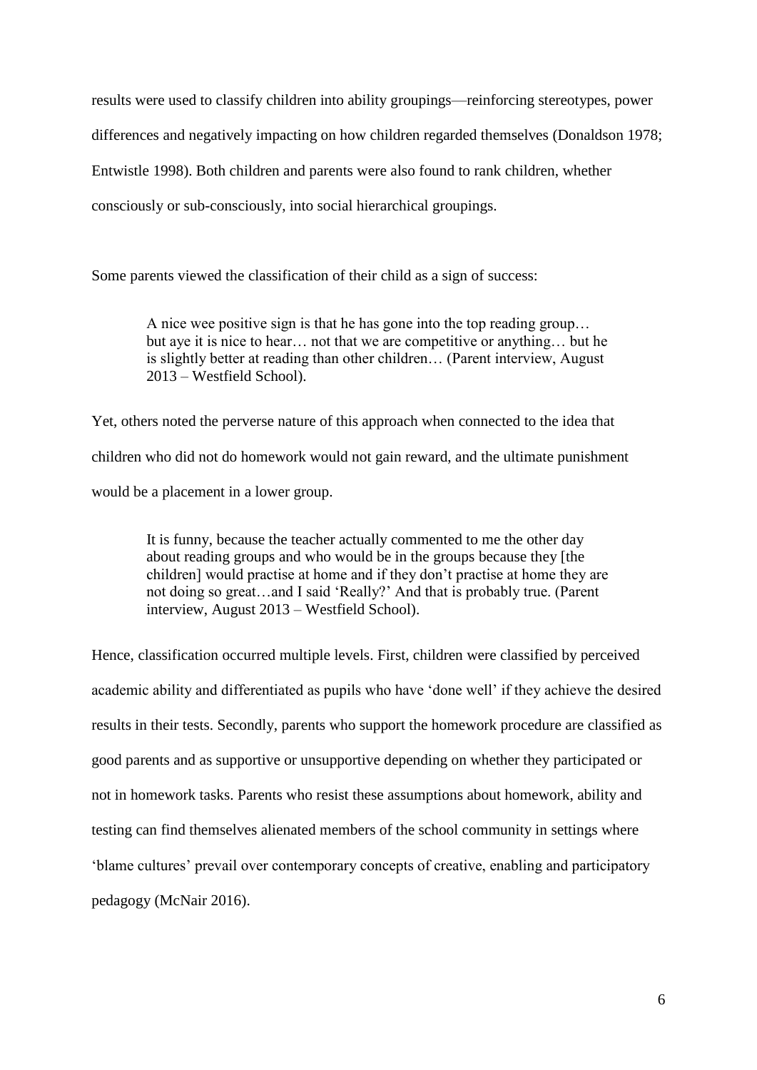results were used to classify children into ability groupings—reinforcing stereotypes, power differences and negatively impacting on how children regarded themselves (Donaldson 1978; Entwistle 1998). Both children and parents were also found to rank children, whether consciously or sub-consciously, into social hierarchical groupings.

Some parents viewed the classification of their child as a sign of success:

> A nice wee positive sign is that he has gone into the top reading group… but aye it is nice to hear… not that we are competitive or anything… but he is slightly better at reading than other children… (Parent interview, August 2013 – Westfield School).

Yet, others noted the perverse nature of this approach when connected to the idea that children who did not do homework would not gain reward, and the ultimate punishment would be a placement in a lower group.

> It is funny, because the teacher actually commented to me the other day about reading groups and who would be in the groups because they [the children] would practise at home and if they don't practise at home they are not doing so great…and I said 'Really?' And that is probably true. (Parent interview, August 2013 – Westfield School).

Hence, classification occurred multiple levels. First, children were classified by perceived academic ability and differentiated as pupils who have 'done well' if they achieve the desired results in their tests. Secondly, parents who support the homework procedure are classified as good parents and as supportive or unsupportive depending on whether they participated or not in homework tasks. Parents who resist these assumptions about homework, ability and testing can find themselves alienated members of the school community in settings where 'blame cultures' prevail over contemporary concepts of creative, enabling and participatory pedagogy (McNair 2016).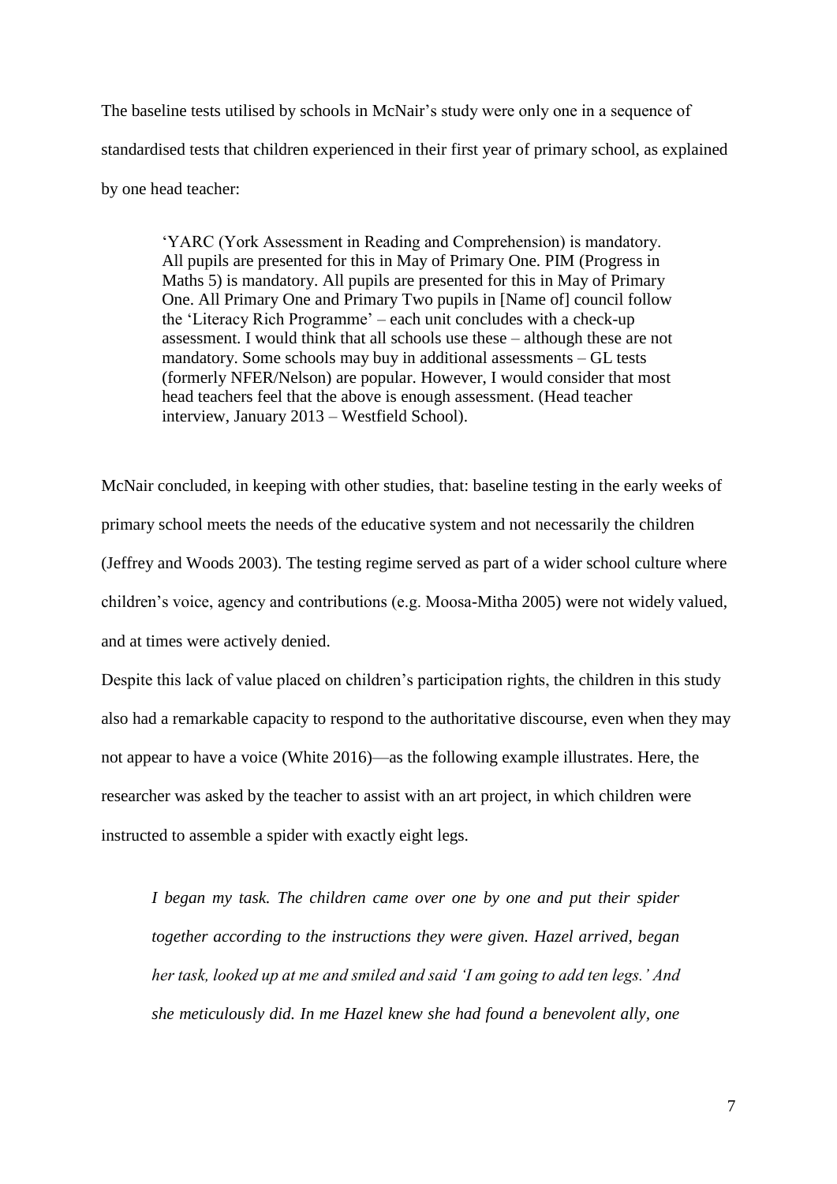The baseline tests utilised by schools in McNair's study were only one in a sequence of standardised tests that children experienced in their first year of primary school, as explained by one head teacher:

> 'YARC (York Assessment in Reading and Comprehension) is mandatory. All pupils are presented for this in May of Primary One. PIM (Progress in Maths 5) is mandatory. All pupils are presented for this in May of Primary One. All Primary One and Primary Two pupils in [Name of] council follow the 'Literacy Rich Programme' – each unit concludes with a check-up assessment. I would think that all schools use these – although these are not mandatory. Some schools may buy in additional assessments – GL tests (formerly NFER/Nelson) are popular. However, I would consider that most head teachers feel that the above is enough assessment. (Head teacher interview, January 2013 – Westfield School).

McNair concluded, in keeping with other studies, that: baseline testing in the early weeks of primary school meets the needs of the educative system and not necessarily the children (Jeffrey and Woods 2003). The testing regime served as part of a wider school culture where children's voice, agency and contributions (e.g. Moosa-Mitha 2005) were not widely valued, and at times were actively denied.

Despite this lack of value placed on children's participation rights, the children in this study also had a remarkable capacity to respond to the authoritative discourse, even when they may not appear to have a voice (White 2016)—as the following example illustrates. Here, the researcher was asked by the teacher to assist with an art project, in which children were instructed to assemble a spider with exactly eight legs.

> *I began my task. The children came over one by one and put their spider together according to the instructions they were given. Hazel arrived, began her task, looked up at me and smiled and said 'I am going to add ten legs.' And she meticulously did. In me Hazel knew she had found a benevolent ally, one*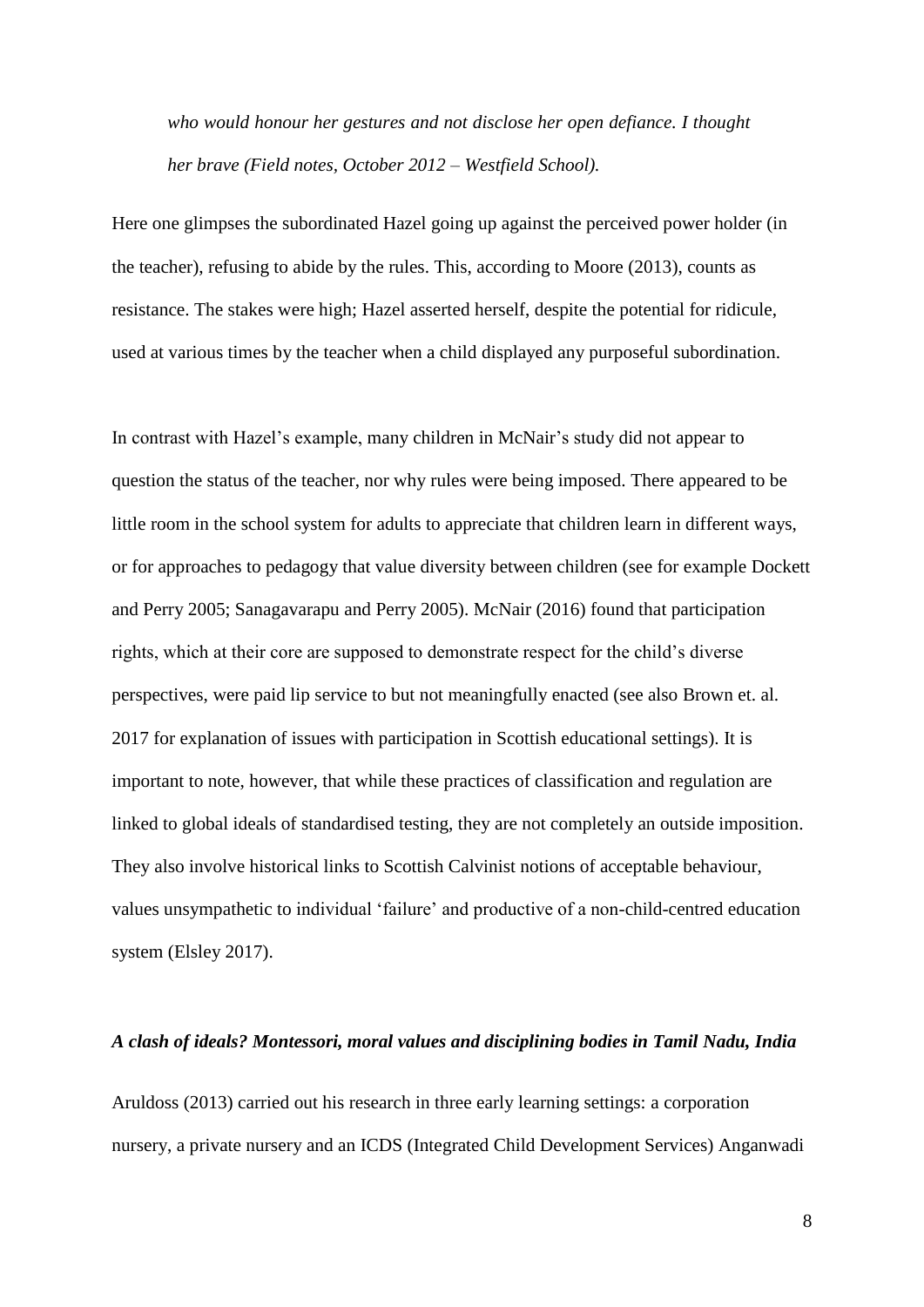*who would honour her gestures and not disclose her open defiance. I thought her brave (Field notes, October 2012 – Westfield School).*

Here one glimpses the subordinated Hazel going up against the perceived power holder (in the teacher), refusing to abide by the rules. This, according to Moore (2013), counts as resistance. The stakes were high; Hazel asserted herself, despite the potential for ridicule, used at various times by the teacher when a child displayed any purposeful subordination.

In contrast with Hazel's example, many children in McNair's study did not appear to question the status of the teacher, nor why rules were being imposed. There appeared to be little room in the school system for adults to appreciate that children learn in different ways, or for approaches to pedagogy that value diversity between children (see for example Dockett and Perry 2005; Sanagavarapu and Perry 2005). McNair (2016) found that participation rights, which at their core are supposed to demonstrate respect for the child's diverse perspectives, were paid lip service to but not meaningfully enacted (see also Brown et. al. 2017 for explanation of issues with participation in Scottish educational settings). It is important to note, however, that while these practices of classification and regulation are linked to global ideals of standardised testing, they are not completely an outside imposition. They also involve historical links to Scottish Calvinist notions of acceptable behaviour, values unsympathetic to individual 'failure' and productive of a non-child-centred education system (Elsley 2017).

### *A clash of ideals? Montessori, moral values and disciplining bodies in Tamil Nadu, India*

Aruldoss (2013) carried out his research in three early learning settings: a corporation nursery, a private nursery and an ICDS (Integrated Child Development Services) Anganwadi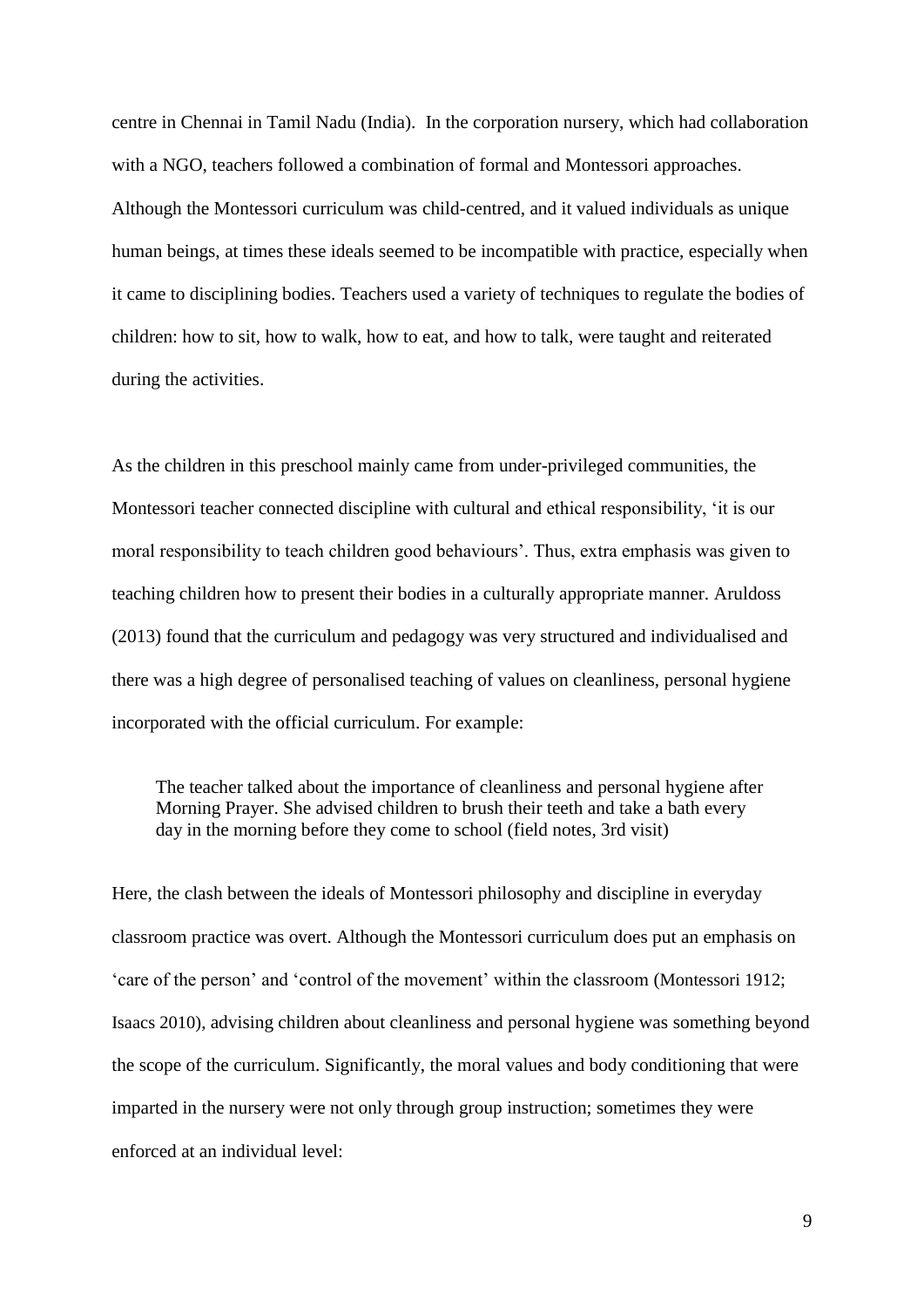centre in Chennai in Tamil Nadu (India). In the corporation nursery, which had collaboration with a NGO, teachers followed a combination of formal and Montessori approaches. Although the Montessori curriculum was child-centred, and it valued individuals as unique human beings, at times these ideals seemed to be incompatible with practice, especially when it came to disciplining bodies. Teachers used a variety of techniques to regulate the bodies of children: how to sit, how to walk, how to eat, and how to talk, were taught and reiterated during the activities.

As the children in this preschool mainly came from under-privileged communities, the Montessori teacher connected discipline with cultural and ethical responsibility, 'it is our moral responsibility to teach children good behaviours'. Thus, extra emphasis was given to teaching children how to present their bodies in a culturally appropriate manner. Aruldoss (2013) found that the curriculum and pedagogy was very structured and individualised and there was a high degree of personalised teaching of values on cleanliness, personal hygiene incorporated with the official curriculum. For example:

> The teacher talked about the importance of cleanliness and personal hygiene after Morning Prayer. She advised children to brush their teeth and take a bath every day in the morning before they come to school (field notes, 3rd visit)

Here, the clash between the ideals of Montessori philosophy and discipline in everyday classroom practice was overt. Although the Montessori curriculum does put an emphasis on 'care of the person' and 'control of the movement' within the classroom (Montessori 1912; Isaacs 2010), advising children about cleanliness and personal hygiene was something beyond the scope of the curriculum. Significantly, the moral values and body conditioning that were imparted in the nursery were not only through group instruction; sometimes they were enforced at an individual level: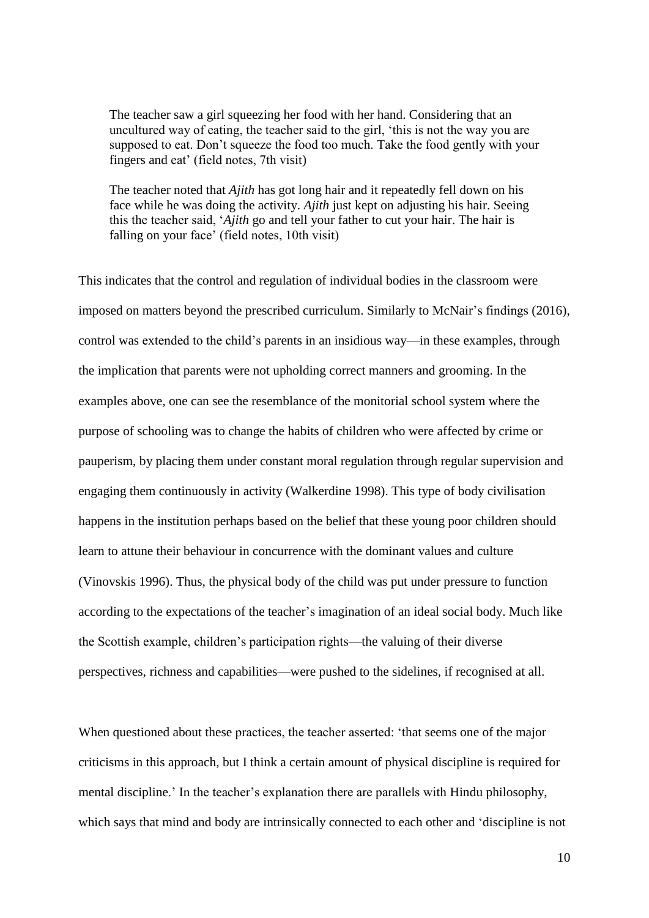> The teacher saw a girl squeezing her food with her hand. Considering that an uncultured way of eating, the teacher said to the girl, 'this is not the way you are supposed to eat. Don't squeeze the food too much. Take the food gently with your fingers and eat' (field notes, 7th visit)

> The teacher noted that *Ajith* has got long hair and it repeatedly fell down on his face while he was doing the activity. *Ajith* just kept on adjusting his hair. Seeing this the teacher said, '*Ajith* go and tell your father to cut your hair. The hair is falling on your face' (field notes, 10th visit)

This indicates that the control and regulation of individual bodies in the classroom were imposed on matters beyond the prescribed curriculum. Similarly to McNair's findings (2016), control was extended to the child's parents in an insidious way—in these examples, through the implication that parents were not upholding correct manners and grooming. In the examples above, one can see the resemblance of the monitorial school system where the purpose of schooling was to change the habits of children who were affected by crime or pauperism, by placing them under constant moral regulation through regular supervision and engaging them continuously in activity (Walkerdine 1998). This type of body civilisation happens in the institution perhaps based on the belief that these young poor children should learn to attune their behaviour in concurrence with the dominant values and culture (Vinovskis 1996). Thus, the physical body of the child was put under pressure to function according to the expectations of the teacher's imagination of an ideal social body. Much like the Scottish example, children's participation rights—the valuing of their diverse perspectives, richness and capabilities—were pushed to the sidelines, if recognised at all.

When questioned about these practices, the teacher asserted: 'that seems one of the major criticisms in this approach, but I think a certain amount of physical discipline is required for mental discipline.' In the teacher's explanation there are parallels with Hindu philosophy, which says that mind and body are intrinsically connected to each other and 'discipline is not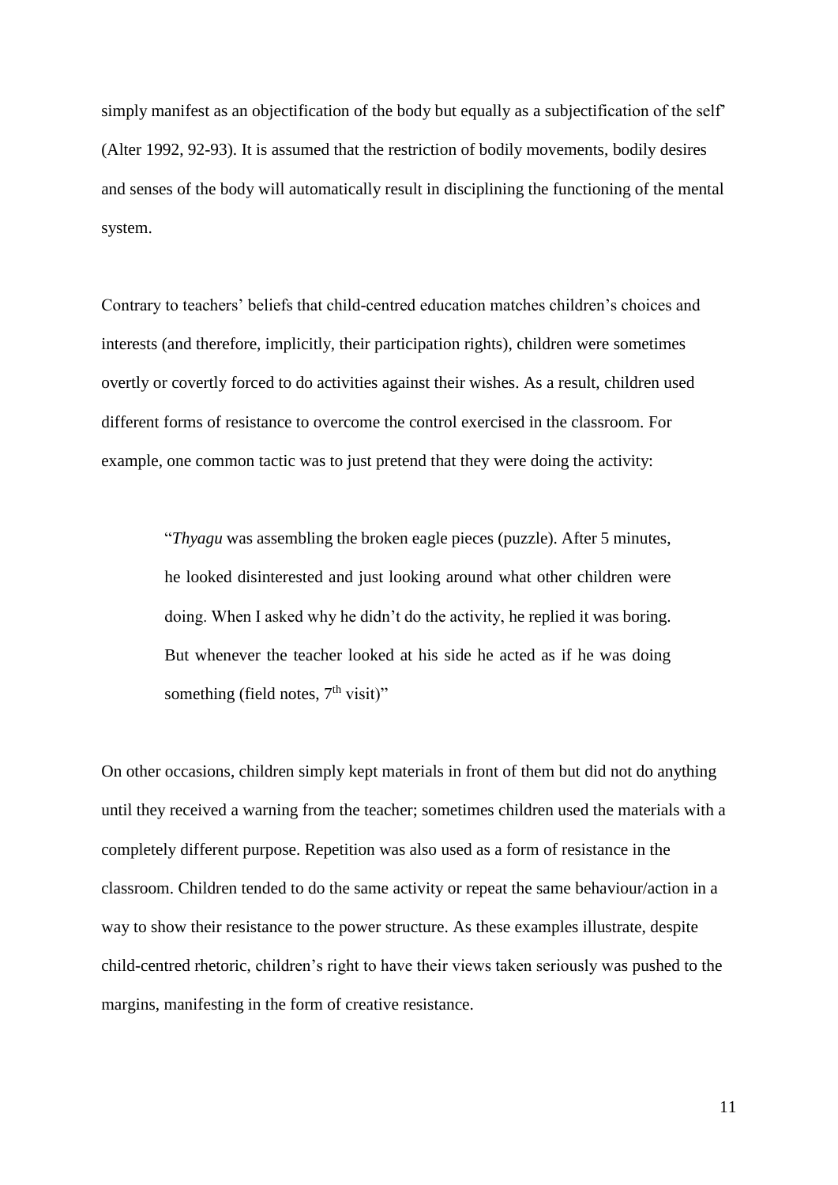simply manifest as an objectification of the body but equally as a subjectification of the self' (Alter 1992, 92-93). It is assumed that the restriction of bodily movements, bodily desires and senses of the body will automatically result in disciplining the functioning of the mental system.

Contrary to teachers' beliefs that child-centred education matches children's choices and interests (and therefore, implicitly, their participation rights), children were sometimes overtly or covertly forced to do activities against their wishes. As a result, children used different forms of resistance to overcome the control exercised in the classroom. For example, one common tactic was to just pretend that they were doing the activity:

> "*Thyagu* was assembling the broken eagle pieces (puzzle). After 5 minutes, he looked disinterested and just looking around what other children were doing. When I asked why he didn't do the activity, he replied it was boring. But whenever the teacher looked at his side he acted as if he was doing something (field notes, 7th visit)"

On other occasions, children simply kept materials in front of them but did not do anything until they received a warning from the teacher; sometimes children used the materials with a completely different purpose. Repetition was also used as a form of resistance in the classroom. Children tended to do the same activity or repeat the same behaviour/action in a way to show their resistance to the power structure. As these examples illustrate, despite child-centred rhetoric, children's right to have their views taken seriously was pushed to the margins, manifesting in the form of creative resistance.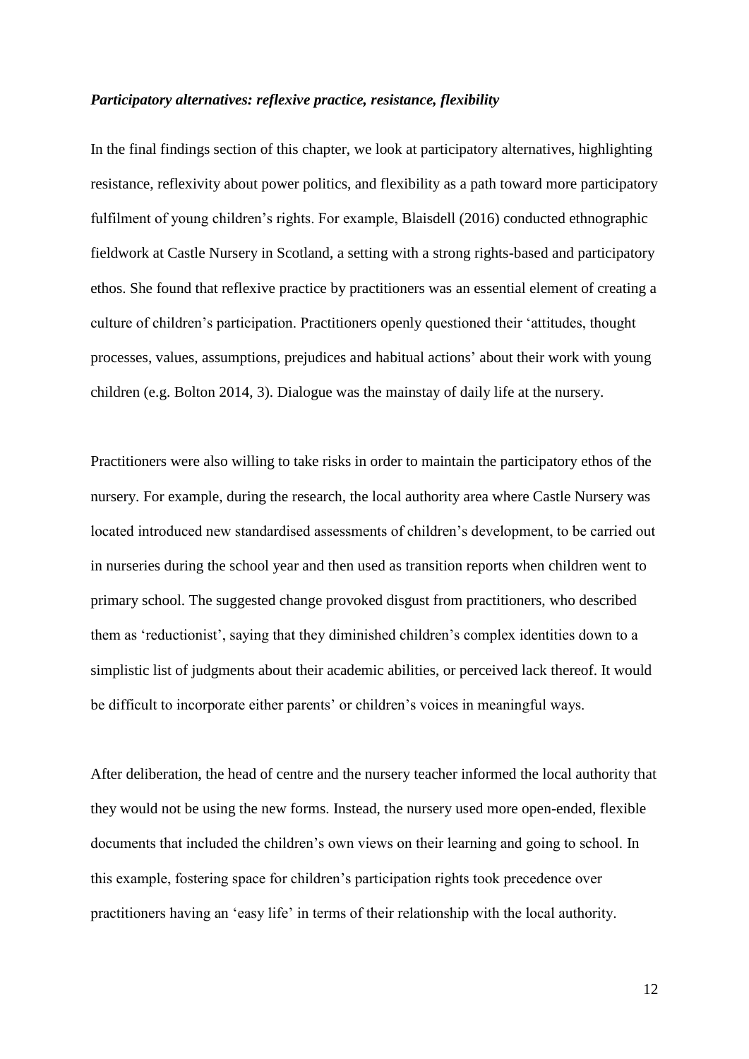### ***Participatory alternatives: reflexive practice, resistance, flexibility***

In the final findings section of this chapter, we look at participatory alternatives, highlighting resistance, reflexivity about power politics, and flexibility as a path toward more participatory fulfilment of young children's rights. For example, Blaisdell (2016) conducted ethnographic fieldwork at Castle Nursery in Scotland, a setting with a strong rights-based and participatory ethos. She found that reflexive practice by practitioners was an essential element of creating a culture of children's participation. Practitioners openly questioned their 'attitudes, thought processes, values, assumptions, prejudices and habitual actions' about their work with young children (e.g. Bolton 2014, 3). Dialogue was the mainstay of daily life at the nursery.

Practitioners were also willing to take risks in order to maintain the participatory ethos of the nursery. For example, during the research, the local authority area where Castle Nursery was located introduced new standardised assessments of children's development, to be carried out in nurseries during the school year and then used as transition reports when children went to primary school. The suggested change provoked disgust from practitioners, who described them as 'reductionist', saying that they diminished children's complex identities down to a simplistic list of judgments about their academic abilities, or perceived lack thereof. It would be difficult to incorporate either parents' or children's voices in meaningful ways.

After deliberation, the head of centre and the nursery teacher informed the local authority that they would not be using the new forms. Instead, the nursery used more open-ended, flexible documents that included the children's own views on their learning and going to school. In this example, fostering space for children's participation rights took precedence over practitioners having an 'easy life' in terms of their relationship with the local authority.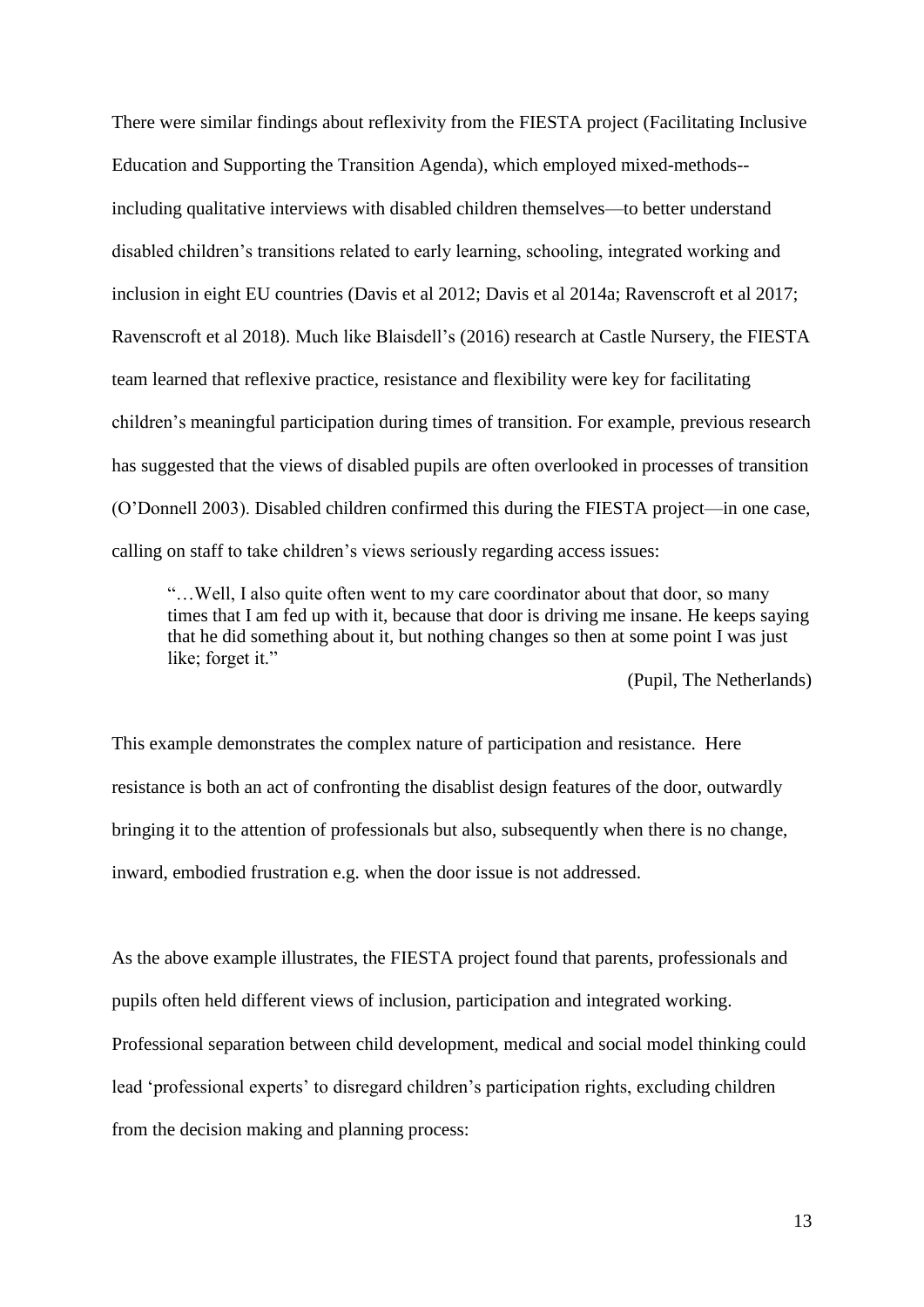There were similar findings about reflexivity from the FIESTA project (Facilitating Inclusive Education and Supporting the Transition Agenda), which employed mixed-methods--including qualitative interviews with disabled children themselves—to better understand disabled children's transitions related to early learning, schooling, integrated working and inclusion in eight EU countries (Davis et al 2012; Davis et al 2014a; Ravenscroft et al 2017; Ravenscroft et al 2018). Much like Blaisdell's (2016) research at Castle Nursery, the FIESTA team learned that reflexive practice, resistance and flexibility were key for facilitating children's meaningful participation during times of transition. For example, previous research has suggested that the views of disabled pupils are often overlooked in processes of transition (O'Donnell 2003). Disabled children confirmed this during the FIESTA project—in one case, calling on staff to take children's views seriously regarding access issues:

> "…Well, I also quite often went to my care coordinator about that door, so many times that I am fed up with it, because that door is driving me insane. He keeps saying that he did something about it, but nothing changes so then at some point I was just like; forget it."
>
> (Pupil, The Netherlands)

This example demonstrates the complex nature of participation and resistance. Here resistance is both an act of confronting the disablist design features of the door, outwardly bringing it to the attention of professionals but also, subsequently when there is no change, inward, embodied frustration e.g. when the door issue is not addressed.

As the above example illustrates, the FIESTA project found that parents, professionals and pupils often held different views of inclusion, participation and integrated working. Professional separation between child development, medical and social model thinking could lead 'professional experts' to disregard children's participation rights, excluding children from the decision making and planning process: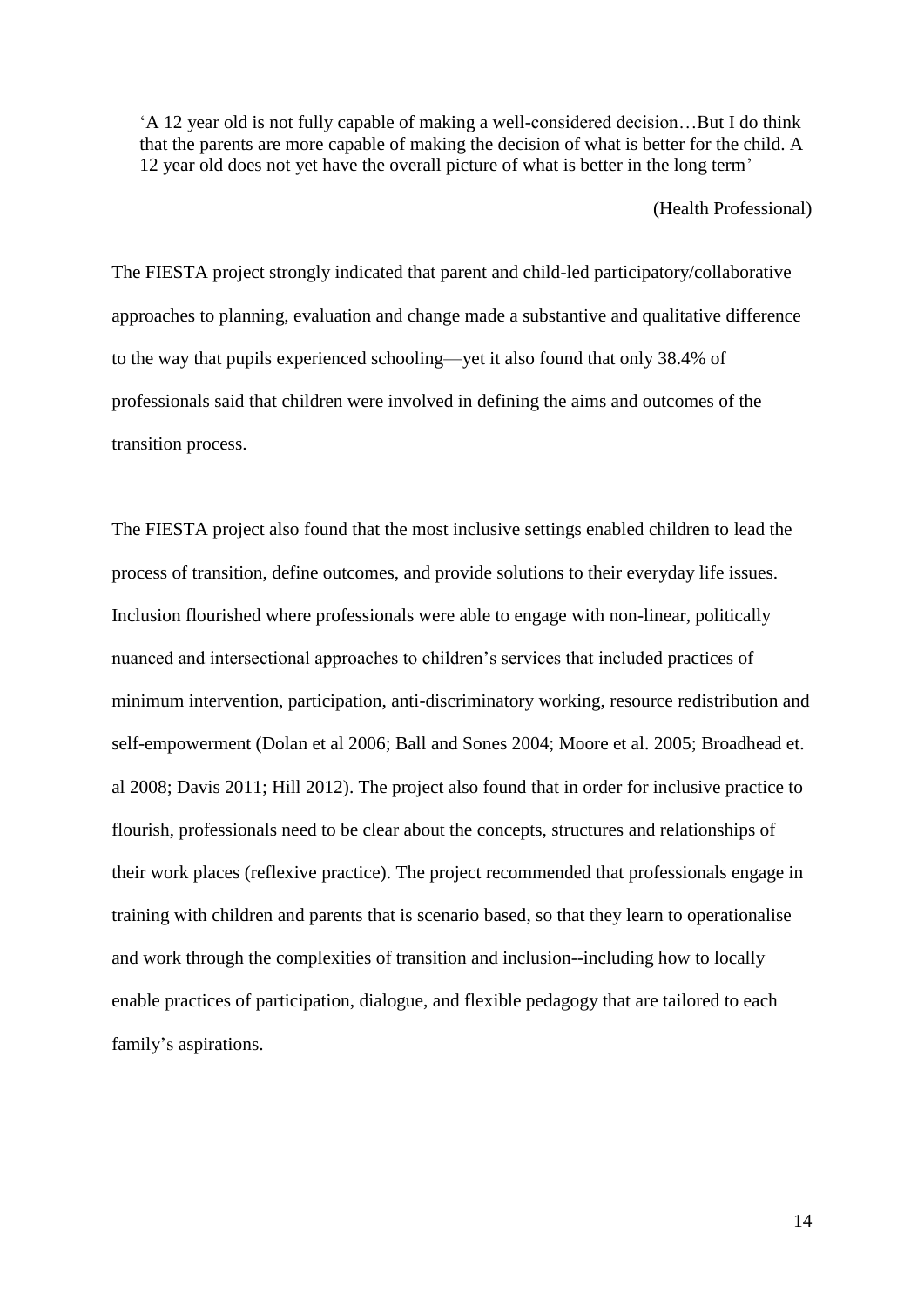> 'A 12 year old is not fully capable of making a well-considered decision…But I do think that the parents are more capable of making the decision of what is better for the child. A 12 year old does not yet have the overall picture of what is better in the long term'
>
> (Health Professional)

The FIESTA project strongly indicated that parent and child-led participatory/collaborative approaches to planning, evaluation and change made a substantive and qualitative difference to the way that pupils experienced schooling—yet it also found that only 38.4% of professionals said that children were involved in defining the aims and outcomes of the transition process.

The FIESTA project also found that the most inclusive settings enabled children to lead the process of transition, define outcomes, and provide solutions to their everyday life issues. Inclusion flourished where professionals were able to engage with non-linear, politically nuanced and intersectional approaches to children's services that included practices of minimum intervention, participation, anti-discriminatory working, resource redistribution and self-empowerment (Dolan et al 2006; Ball and Sones 2004; Moore et al. 2005; Broadhead et. al 2008; Davis 2011; Hill 2012). The project also found that in order for inclusive practice to flourish, professionals need to be clear about the concepts, structures and relationships of their work places (reflexive practice). The project recommended that professionals engage in training with children and parents that is scenario based, so that they learn to operationalise and work through the complexities of transition and inclusion--including how to locally enable practices of participation, dialogue, and flexible pedagogy that are tailored to each family's aspirations.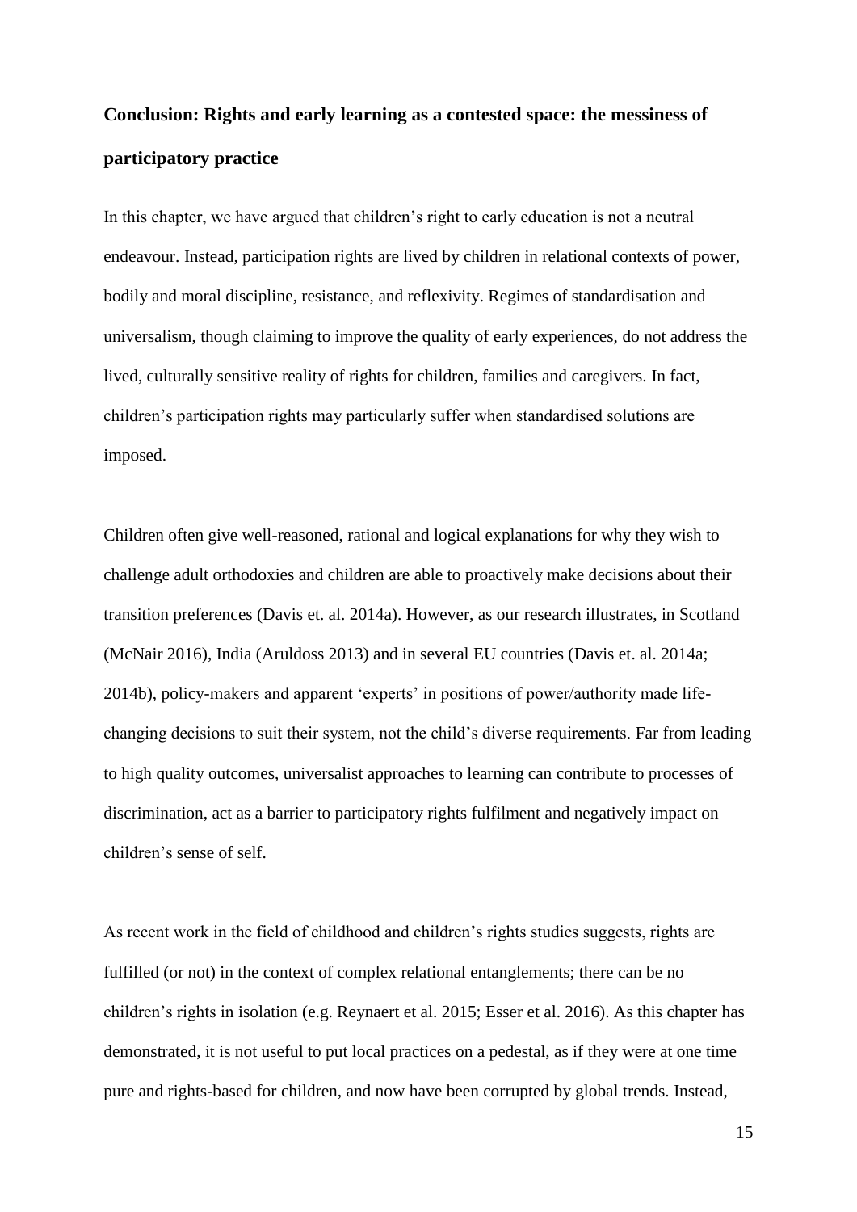## Conclusion: Rights and early learning as a contested space: the messiness of participatory practice

In this chapter, we have argued that children's right to early education is not a neutral endeavour. Instead, participation rights are lived by children in relational contexts of power, bodily and moral discipline, resistance, and reflexivity. Regimes of standardisation and universalism, though claiming to improve the quality of early experiences, do not address the lived, culturally sensitive reality of rights for children, families and caregivers. In fact, children's participation rights may particularly suffer when standardised solutions are imposed.

Children often give well-reasoned, rational and logical explanations for why they wish to challenge adult orthodoxies and children are able to proactively make decisions about their transition preferences (Davis et. al. 2014a). However, as our research illustrates, in Scotland (McNair 2016), India (Aruldoss 2013) and in several EU countries (Davis et. al. 2014a; 2014b), policy-makers and apparent 'experts' in positions of power/authority made life-changing decisions to suit their system, not the child's diverse requirements. Far from leading to high quality outcomes, universalist approaches to learning can contribute to processes of discrimination, act as a barrier to participatory rights fulfilment and negatively impact on children's sense of self.

As recent work in the field of childhood and children's rights studies suggests, rights are fulfilled (or not) in the context of complex relational entanglements; there can be no children's rights in isolation (e.g. Reynaert et al. 2015; Esser et al. 2016). As this chapter has demonstrated, it is not useful to put local practices on a pedestal, as if they were at one time pure and rights-based for children, and now have been corrupted by global trends. Instead,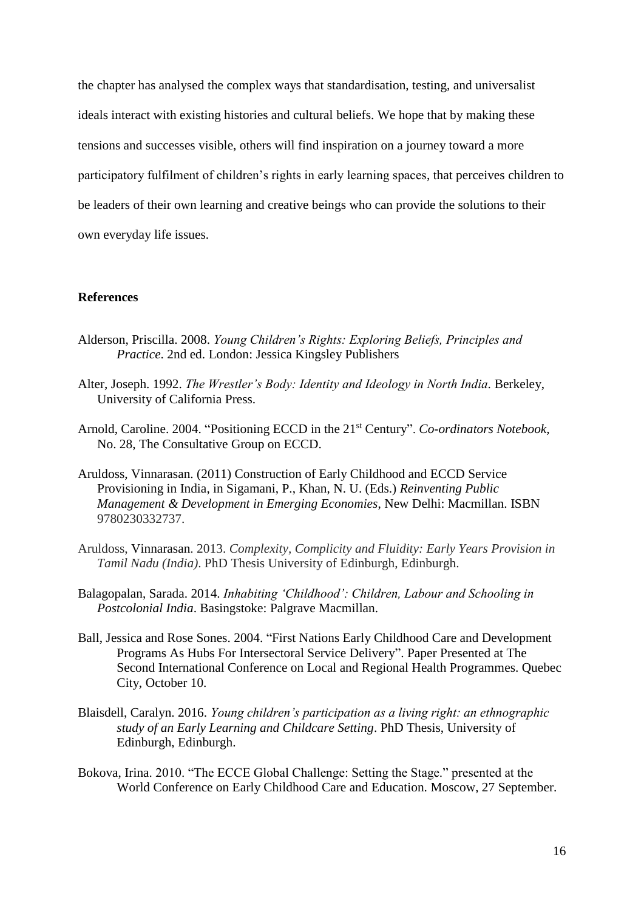the chapter has analysed the complex ways that standardisation, testing, and universalist ideals interact with existing histories and cultural beliefs. We hope that by making these tensions and successes visible, others will find inspiration on a journey toward a more participatory fulfilment of children's rights in early learning spaces, that perceives children to be leaders of their own learning and creative beings who can provide the solutions to their own everyday life issues.

## References

Alderson, Priscilla. 2008. *Young Children's Rights: Exploring Beliefs, Principles and Practice*. 2nd ed. London: Jessica Kingsley Publishers

Alter, Joseph. 1992. *The Wrestler's Body: Identity and Ideology in North India*. Berkeley, University of California Press.

Arnold, Caroline. 2004. "Positioning ECCD in the 21st Century". *Co-ordinators Notebook*, No. 28, The Consultative Group on ECCD.

Aruldoss, Vinnarasan. (2011) Construction of Early Childhood and ECCD Service Provisioning in India, in Sigamani, P., Khan, N. U. (Eds.) *Reinventing Public Management & Development in Emerging Economies*, New Delhi: Macmillan. ISBN 9780230332737.

Aruldoss, Vinnarasan. 2013. *Complexity, Complicity and Fluidity: Early Years Provision in Tamil Nadu (India)*. PhD Thesis University of Edinburgh, Edinburgh.

Balagopalan, Sarada. 2014. *Inhabiting 'Childhood': Children, Labour and Schooling in Postcolonial India*. Basingstoke: Palgrave Macmillan.

Ball, Jessica and Rose Sones. 2004. "First Nations Early Childhood Care and Development Programs As Hubs For Intersectoral Service Delivery". Paper Presented at The Second International Conference on Local and Regional Health Programmes. Quebec City, October 10.

Blaisdell, Caralyn. 2016. *Young children's participation as a living right: an ethnographic study of an Early Learning and Childcare Setting*. PhD Thesis, University of Edinburgh, Edinburgh.

Bokova, Irina. 2010. "The ECCE Global Challenge: Setting the Stage." presented at the World Conference on Early Childhood Care and Education. Moscow, 27 September.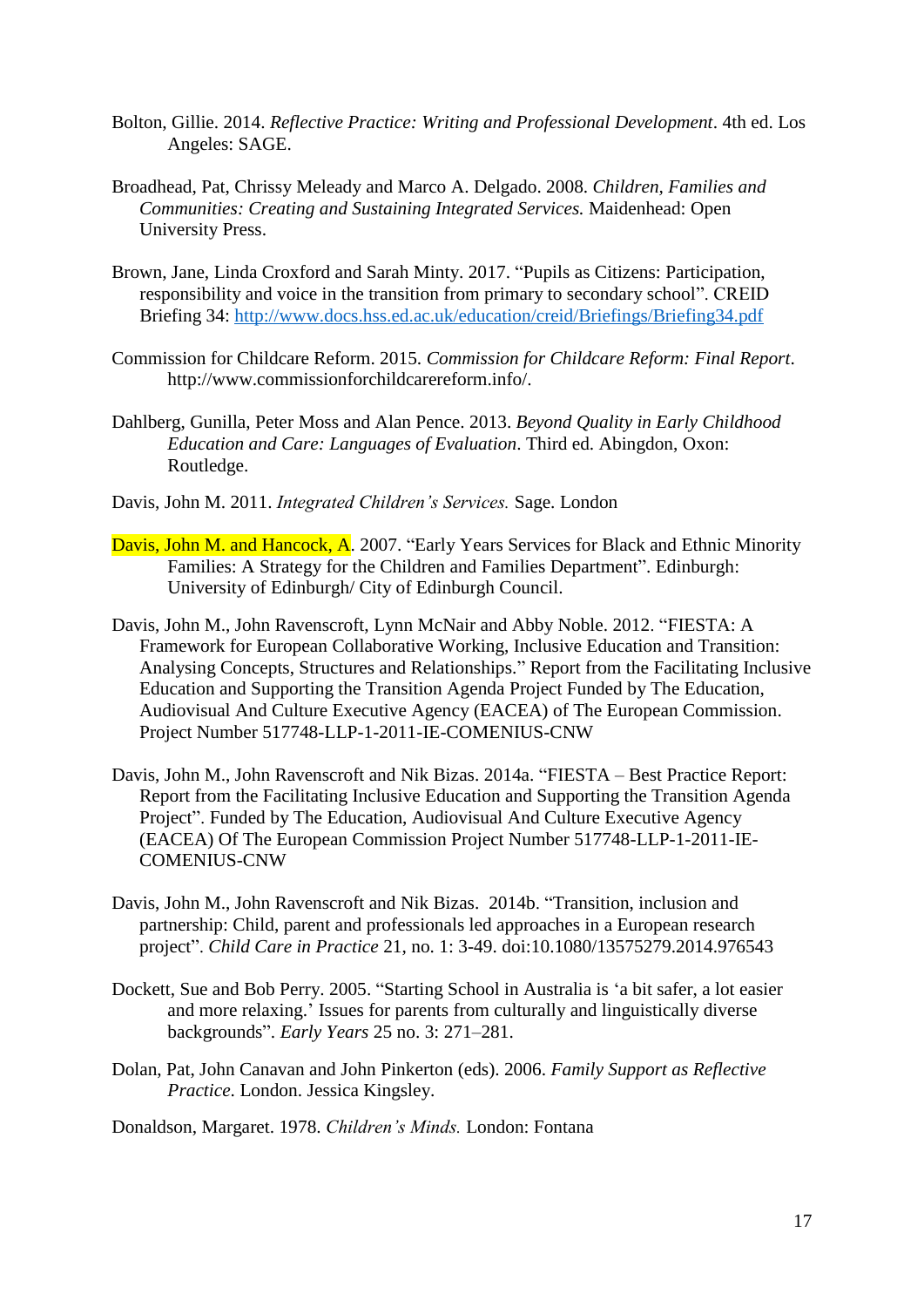Bolton, Gillie. 2014. *Reflective Practice: Writing and Professional Development*. 4th ed. Los Angeles: SAGE.

Broadhead, Pat, Chrissy Meleady and Marco A. Delgado. 2008. *Children, Families and Communities: Creating and Sustaining Integrated Services.* Maidenhead: Open University Press.

Brown, Jane, Linda Croxford and Sarah Minty. 2017. "Pupils as Citizens: Participation, responsibility and voice in the transition from primary to secondary school". CREID Briefing 34: http://www.docs.hss.ed.ac.uk/education/creid/Briefings/Briefing34.pdf

Commission for Childcare Reform. 2015. *Commission for Childcare Reform: Final Report*. http://www.commissionforchildcarereform.info/.

Dahlberg, Gunilla, Peter Moss and Alan Pence. 2013. *Beyond Quality in Early Childhood Education and Care: Languages of Evaluation*. Third ed. Abingdon, Oxon: Routledge.

Davis, John M. 2011. *Integrated Children's Services.* Sage. London

Davis, John M. and Hancock, A. 2007. "Early Years Services for Black and Ethnic Minority Families: A Strategy for the Children and Families Department". Edinburgh: University of Edinburgh/ City of Edinburgh Council.

Davis, John M., John Ravenscroft, Lynn McNair and Abby Noble. 2012. "FIESTA: A Framework for European Collaborative Working, Inclusive Education and Transition: Analysing Concepts, Structures and Relationships." Report from the Facilitating Inclusive Education and Supporting the Transition Agenda Project Funded by The Education, Audiovisual And Culture Executive Agency (EACEA) of The European Commission. Project Number 517748-LLP-1-2011-IE-COMENIUS-CNW

Davis, John M., John Ravenscroft and Nik Bizas. 2014a. "FIESTA – Best Practice Report: Report from the Facilitating Inclusive Education and Supporting the Transition Agenda Project". Funded by The Education, Audiovisual And Culture Executive Agency (EACEA) Of The European Commission Project Number 517748-LLP-1-2011-IE-COMENIUS-CNW

Davis, John M., John Ravenscroft and Nik Bizas. 2014b. "Transition, inclusion and partnership: Child, parent and professionals led approaches in a European research project". *Child Care in Practice* 21, no. 1: 3-49. doi:10.1080/13575279.2014.976543

Dockett, Sue and Bob Perry. 2005. "Starting School in Australia is 'a bit safer, a lot easier and more relaxing.' Issues for parents from culturally and linguistically diverse backgrounds". *Early Years* 25 no. 3: 271–281.

Dolan, Pat, John Canavan and John Pinkerton (eds). 2006. *Family Support as Reflective Practice*. London. Jessica Kingsley.

Donaldson, Margaret. 1978. *Children's Minds.* London: Fontana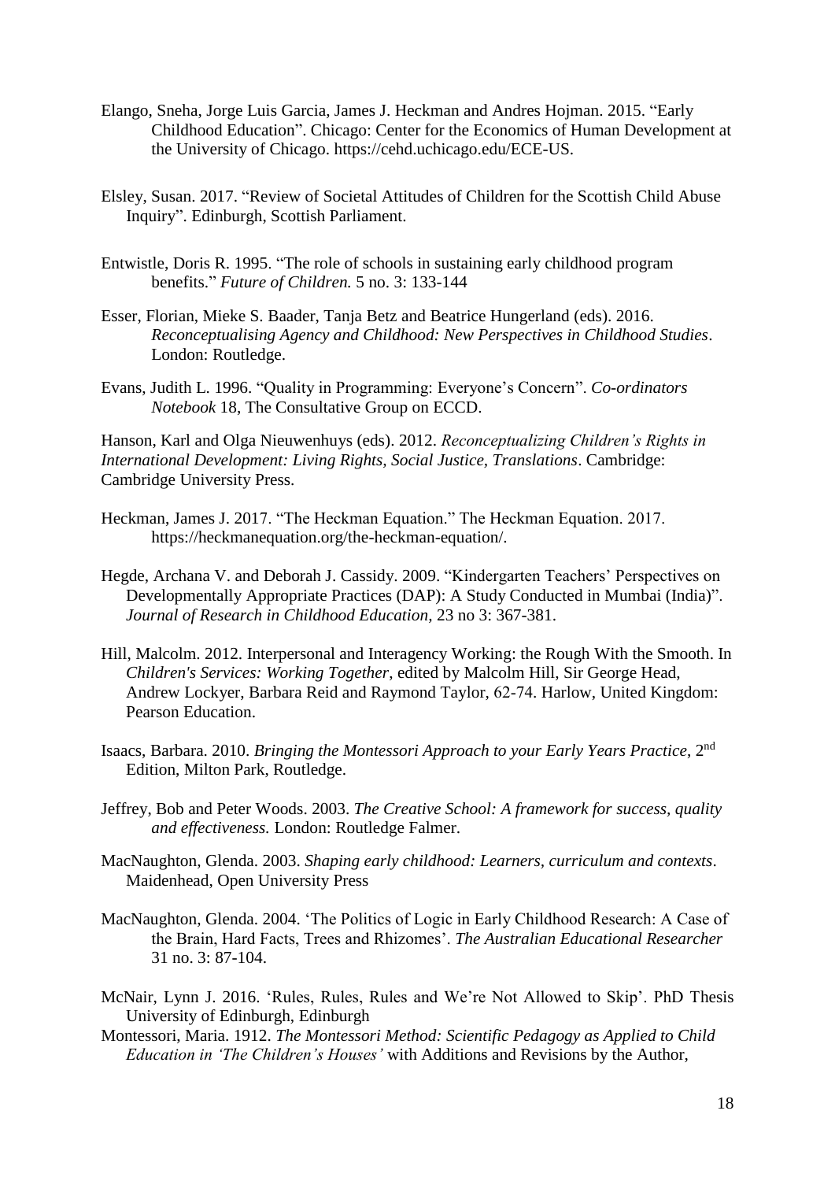Elango, Sneha, Jorge Luis Garcia, James J. Heckman and Andres Hojman. 2015. "Early Childhood Education". Chicago: Center for the Economics of Human Development at the University of Chicago. https://cehd.uchicago.edu/ECE-US.

Elsley, Susan. 2017. "Review of Societal Attitudes of Children for the Scottish Child Abuse Inquiry". Edinburgh, Scottish Parliament.

Entwistle, Doris R. 1995. "The role of schools in sustaining early childhood program benefits." *Future of Children.* 5 no. 3: 133-144

Esser, Florian, Mieke S. Baader, Tanja Betz and Beatrice Hungerland (eds). 2016. *Reconceptualising Agency and Childhood: New Perspectives in Childhood Studies*. London: Routledge.

Evans, Judith L. 1996. "Quality in Programming: Everyone's Concern". *Co-ordinators Notebook* 18, The Consultative Group on ECCD.

Hanson, Karl and Olga Nieuwenhuys (eds). 2012. *Reconceptualizing Children's Rights in International Development: Living Rights, Social Justice, Translations*. Cambridge: Cambridge University Press.

Heckman, James J. 2017. "The Heckman Equation." The Heckman Equation. 2017. https://heckmanequation.org/the-heckman-equation/.

Hegde, Archana V. and Deborah J. Cassidy. 2009. "Kindergarten Teachers' Perspectives on Developmentally Appropriate Practices (DAP): A Study Conducted in Mumbai (India)". *Journal of Research in Childhood Education*, 23 no 3: 367-381.

Hill, Malcolm. 2012. Interpersonal and Interagency Working: the Rough With the Smooth. In *Children's Services: Working Together*, edited by Malcolm Hill, Sir George Head, Andrew Lockyer, Barbara Reid and Raymond Taylor, 62-74. Harlow, United Kingdom: Pearson Education.

Isaacs, Barbara. 2010. *Bringing the Montessori Approach to your Early Years Practice*, 2nd Edition, Milton Park, Routledge.

Jeffrey, Bob and Peter Woods. 2003. *The Creative School: A framework for success, quality and effectiveness.* London: Routledge Falmer.

MacNaughton, Glenda. 2003. *Shaping early childhood: Learners, curriculum and contexts*. Maidenhead, Open University Press

MacNaughton, Glenda. 2004. 'The Politics of Logic in Early Childhood Research: A Case of the Brain, Hard Facts, Trees and Rhizomes'. *The Australian Educational Researcher* 31 no. 3: 87-104.

McNair, Lynn J. 2016. 'Rules, Rules, Rules and We're Not Allowed to Skip'. PhD Thesis University of Edinburgh, Edinburgh

Montessori, Maria. 1912. *The Montessori Method: Scientific Pedagogy as Applied to Child Education in 'The Children's Houses'* with Additions and Revisions by the Author,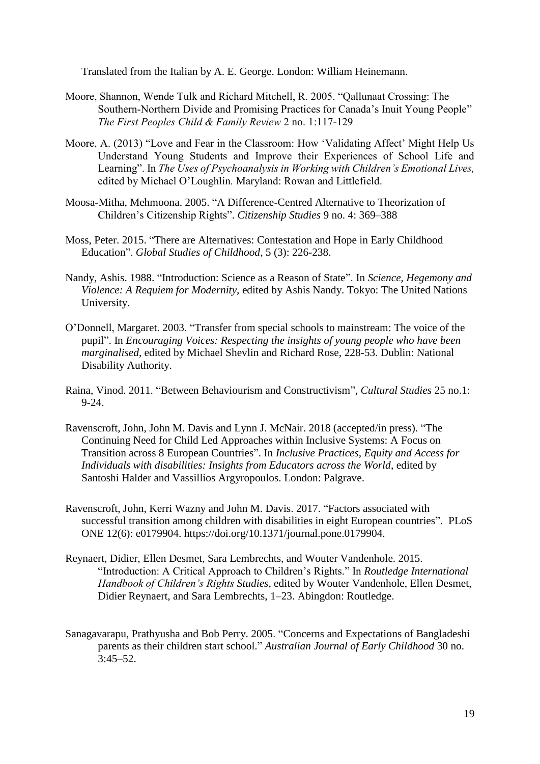Translated from the Italian by A. E. George. London: William Heinemann.

Moore, Shannon, Wende Tulk and Richard Mitchell, R. 2005. "Qallunaat Crossing: The Southern-Northern Divide and Promising Practices for Canada's Inuit Young People" *The First Peoples Child & Family Review* 2 no. 1:117-129

Moore, A. (2013) "Love and Fear in the Classroom: How 'Validating Affect' Might Help Us Understand Young Students and Improve their Experiences of School Life and Learning". In *The Uses of Psychoanalysis in Working with Children's Emotional Lives,* edited by Michael O'Loughlin*.* Maryland: Rowan and Littlefield.

Moosa-Mitha, Mehmoona. 2005. "A Difference-Centred Alternative to Theorization of Children's Citizenship Rights". *Citizenship Studies* 9 no. 4: 369–388

Moss, Peter. 2015. "There are Alternatives: Contestation and Hope in Early Childhood Education". *Global Studies of Childhood*, 5 (3): 226-238.

Nandy, Ashis. 1988. "Introduction: Science as a Reason of State". In *Science, Hegemony and Violence: A Requiem for Modernity,* edited by Ashis Nandy. Tokyo: The United Nations University.

O'Donnell, Margaret. 2003. "Transfer from special schools to mainstream: The voice of the pupil". In *Encouraging Voices: Respecting the insights of young people who have been marginalised*, edited by Michael Shevlin and Richard Rose, 228-53. Dublin: National Disability Authority.

Raina, Vinod. 2011. "Between Behaviourism and Constructivism", *Cultural Studies* 25 no.1: 9-24.

Ravenscroft, John, John M. Davis and Lynn J. McNair. 2018 (accepted/in press). "The Continuing Need for Child Led Approaches within Inclusive Systems: A Focus on Transition across 8 European Countries". In *Inclusive Practices, Equity and Access for Individuals with disabilities: Insights from Educators across the World*, edited by Santoshi Halder and Vassillios Argyropoulos. London: Palgrave.

Ravenscroft, John, Kerri Wazny and John M. Davis. 2017. "Factors associated with successful transition among children with disabilities in eight European countries". PLoS ONE 12(6): e0179904. https://doi.org/10.1371/journal.pone.0179904.

Reynaert, Didier, Ellen Desmet, Sara Lembrechts, and Wouter Vandenhole. 2015. "Introduction: A Critical Approach to Children's Rights." In *Routledge International Handbook of Children's Rights Studies*, edited by Wouter Vandenhole, Ellen Desmet, Didier Reynaert, and Sara Lembrechts, 1–23. Abingdon: Routledge.

Sanagavarapu, Prathyusha and Bob Perry. 2005. "Concerns and Expectations of Bangladeshi parents as their children start school." *Australian Journal of Early Childhood* 30 no. 3:45–52.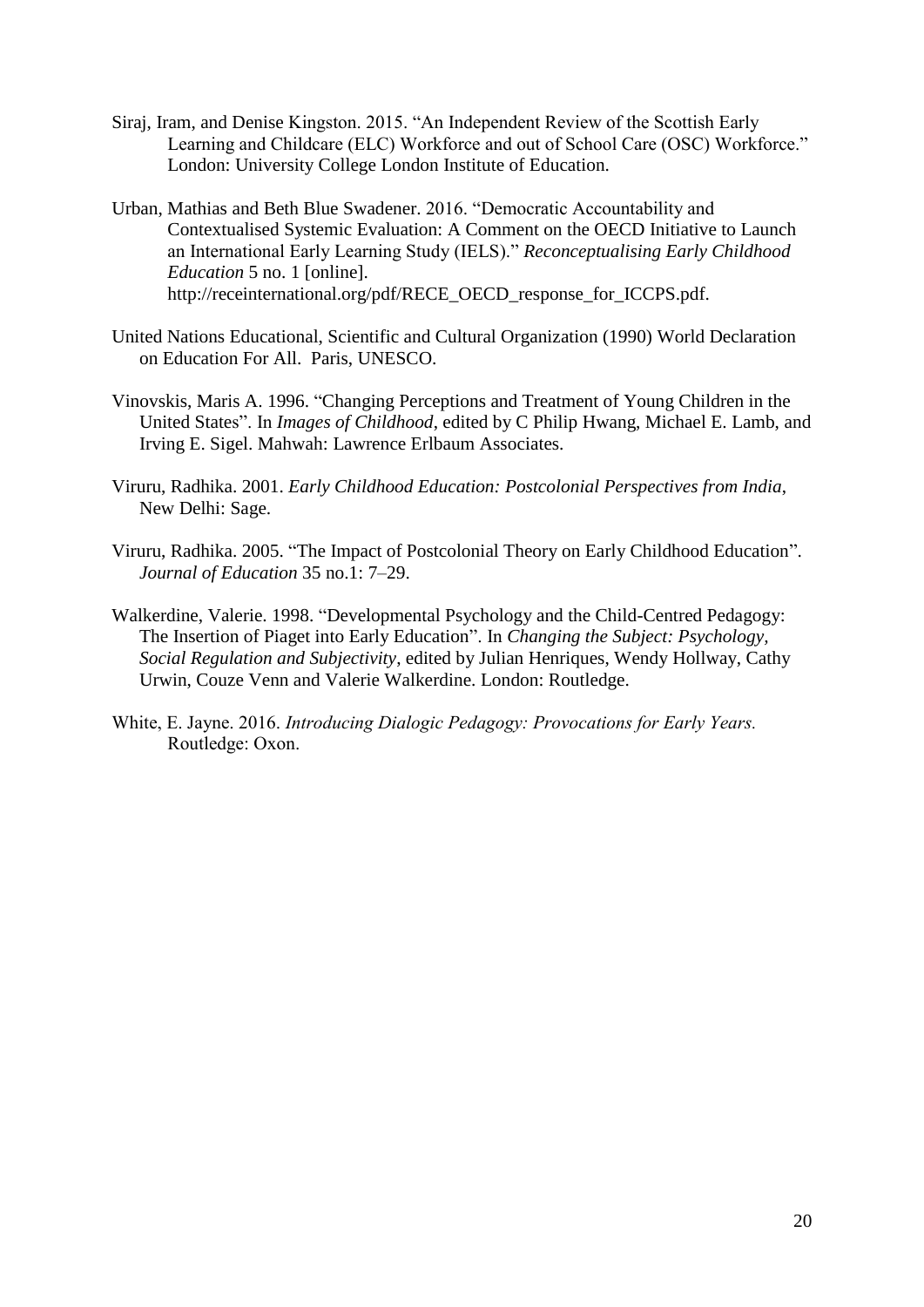Siraj, Iram, and Denise Kingston. 2015. "An Independent Review of the Scottish Early Learning and Childcare (ELC) Workforce and out of School Care (OSC) Workforce." London: University College London Institute of Education.

Urban, Mathias and Beth Blue Swadener. 2016. "Democratic Accountability and Contextualised Systemic Evaluation: A Comment on the OECD Initiative to Launch an International Early Learning Study (IELS)." *Reconceptualising Early Childhood Education* 5 no. 1 [online]. http://receinternational.org/pdf/RECE_OECD_response_for_ICCPS.pdf.

United Nations Educational, Scientific and Cultural Organization (1990) World Declaration on Education For All. Paris, UNESCO.

Vinovskis, Maris A. 1996. "Changing Perceptions and Treatment of Young Children in the United States". In *Images of Childhood*, edited by C Philip Hwang, Michael E. Lamb, and Irving E. Sigel. Mahwah: Lawrence Erlbaum Associates.

Viruru, Radhika. 2001. *Early Childhood Education: Postcolonial Perspectives from India*, New Delhi: Sage.

Viruru, Radhika. 2005. "The Impact of Postcolonial Theory on Early Childhood Education". *Journal of Education* 35 no.1: 7–29.

Walkerdine, Valerie. 1998. "Developmental Psychology and the Child-Centred Pedagogy: The Insertion of Piaget into Early Education". In *Changing the Subject: Psychology, Social Regulation and Subjectivity*, edited by Julian Henriques, Wendy Hollway, Cathy Urwin, Couze Venn and Valerie Walkerdine. London: Routledge.

White, E. Jayne. 2016. *Introducing Dialogic Pedagogy: Provocations for Early Years.* Routledge: Oxon.